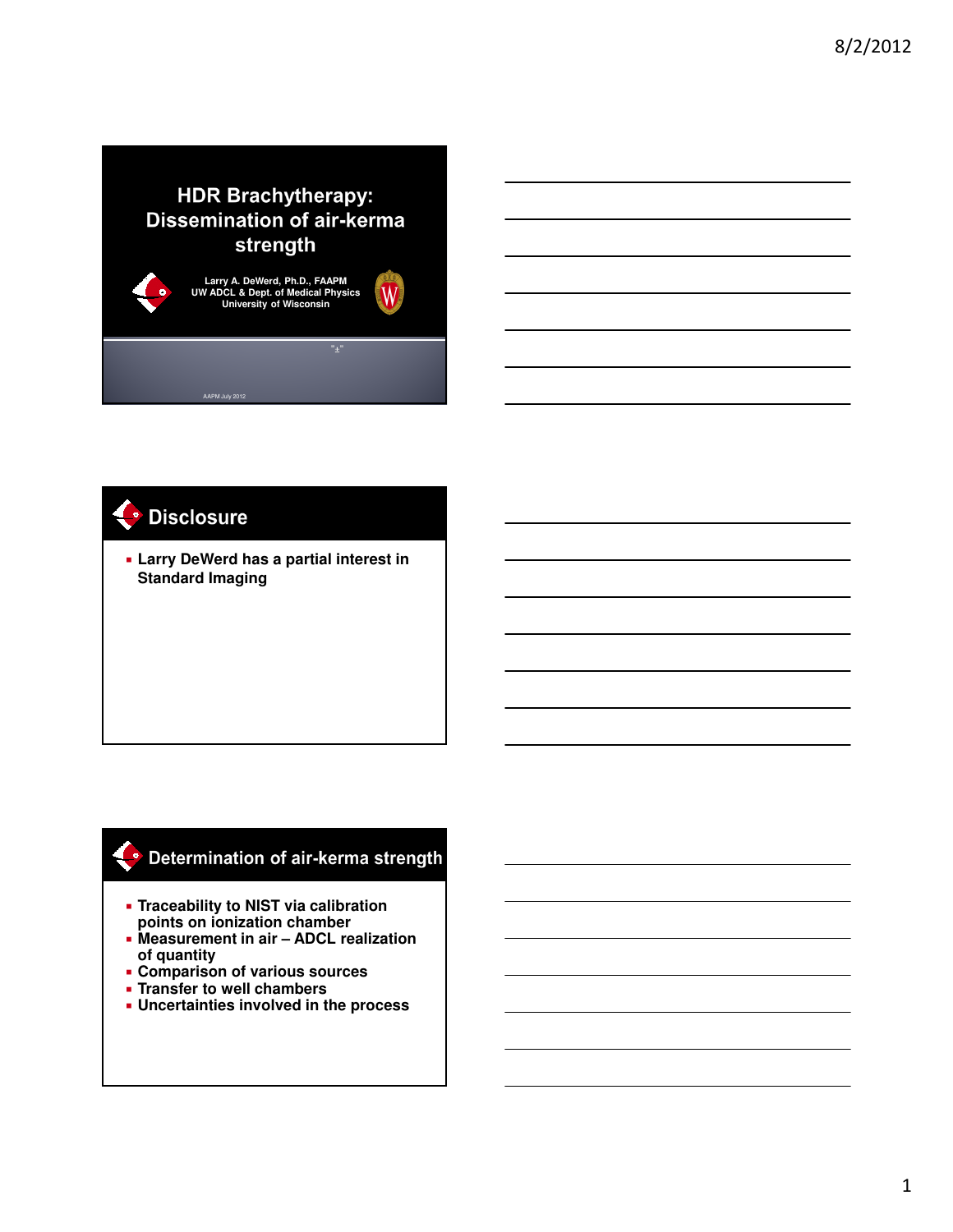# HDR Brachytherapy: Dissemination of air-kerma strength

Larry A. DeWerd, Ph.D., FAAPM
UW ADCL & Dept. of Medical Physics
University of Wisconsin

AAPM July 2012

## Disclosure

- Larry DeWerd has a partial interest in Standard Imaging

## Determination of air-kerma strength

- Traceability to NIST via calibration points on ionization chamber
- Measurement in air – ADCL realization of quantity
- Comparison of various sources
- Transfer to well chambers
- Uncertainties involved in the process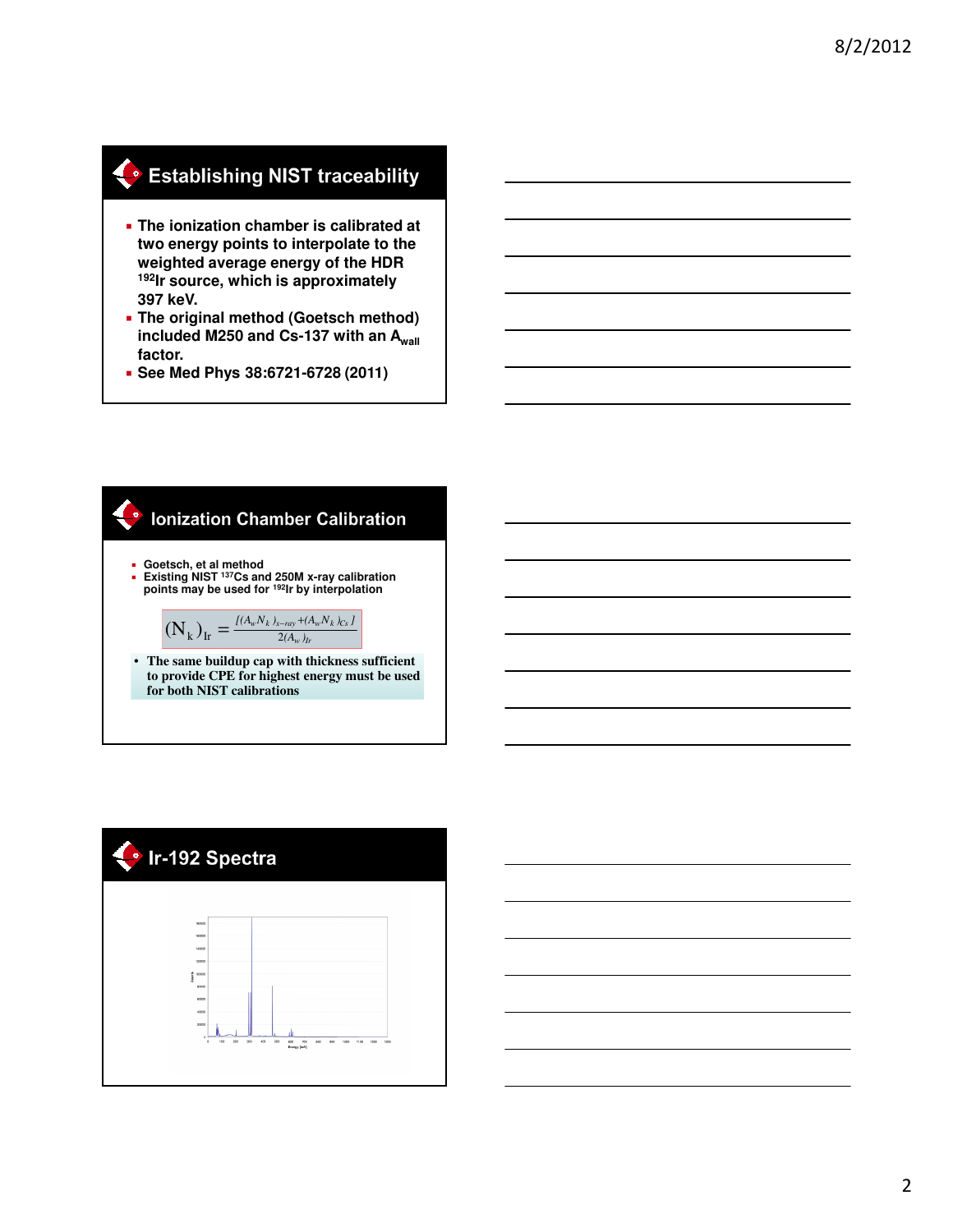## Establishing NIST traceability

- The ionization chamber is calibrated at two energy points to interpolate to the weighted average energy of the HDR $^{192}$Ir source, which is approximately 397 keV.
- The original method (Goetsch method) included M250 and Cs-137 with an $A_{wall}$ factor.
- See Med Phys 38:6721-6728 (2011)

## Ionization Chamber Calibration

- Goetsch, et al method
- Existing NIST $^{137}$Cs and 250M x-ray calibration points may be used for $^{192}$Ir by interpolation

$$(N_k)_{Ir} = \frac{[(A_w N_k)_{x-ray} + (A_w N_k)_{Cs}]}{2(A_w)_{Ir}}$$

- The same buildup cap with thickness sufficient to provide CPE for highest energy must be used for both NIST calibrations

## Ir-192 Spectra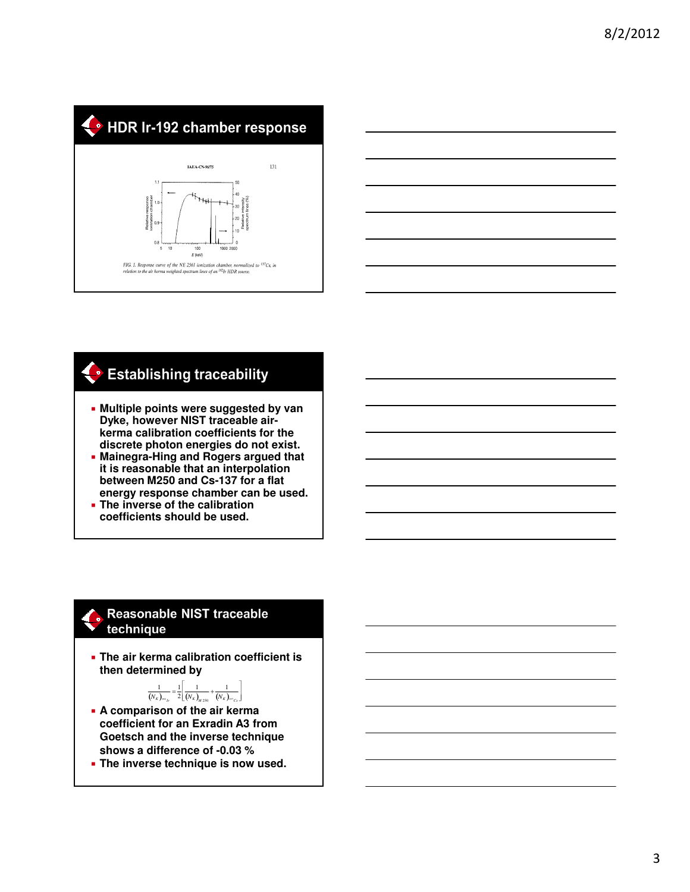## HDR Ir-192 chamber response

IAEA-CN-96/75 131

FIG. 1. Response curve of the NE 2561 ionization chamber, normalized to $^{137}Cs$, in relation to the air kerma weighted spectrum lines of an $^{192}Ir$ HDR source.

## Establishing traceability

- **Multiple points were suggested by van Dyke, however NIST traceable air-kerma calibration coefficients for the discrete photon energies do not exist.**
- **Mainegra-Hing and Rogers argued that it is reasonable that an interpolation between M250 and Cs-137 for a flat energy response chamber can be used.**
- **The inverse of the calibration coefficients should be used.**

## Reasonable NIST traceable technique

- **The air kerma calibration coefficient is then determined by**

$$\frac{1}{(N_K)_{^{192}Ir}} = \frac{1}{2}\left[\frac{1}{(N_K)_{M\,250}} + \frac{1}{(N_K)_{^{137}Cs}}\right]$$

- **A comparison of the air kerma coefficient for an Exradin A3 from Goetsch and the inverse technique shows a difference of -0.03 %**
- **The inverse technique is now used.**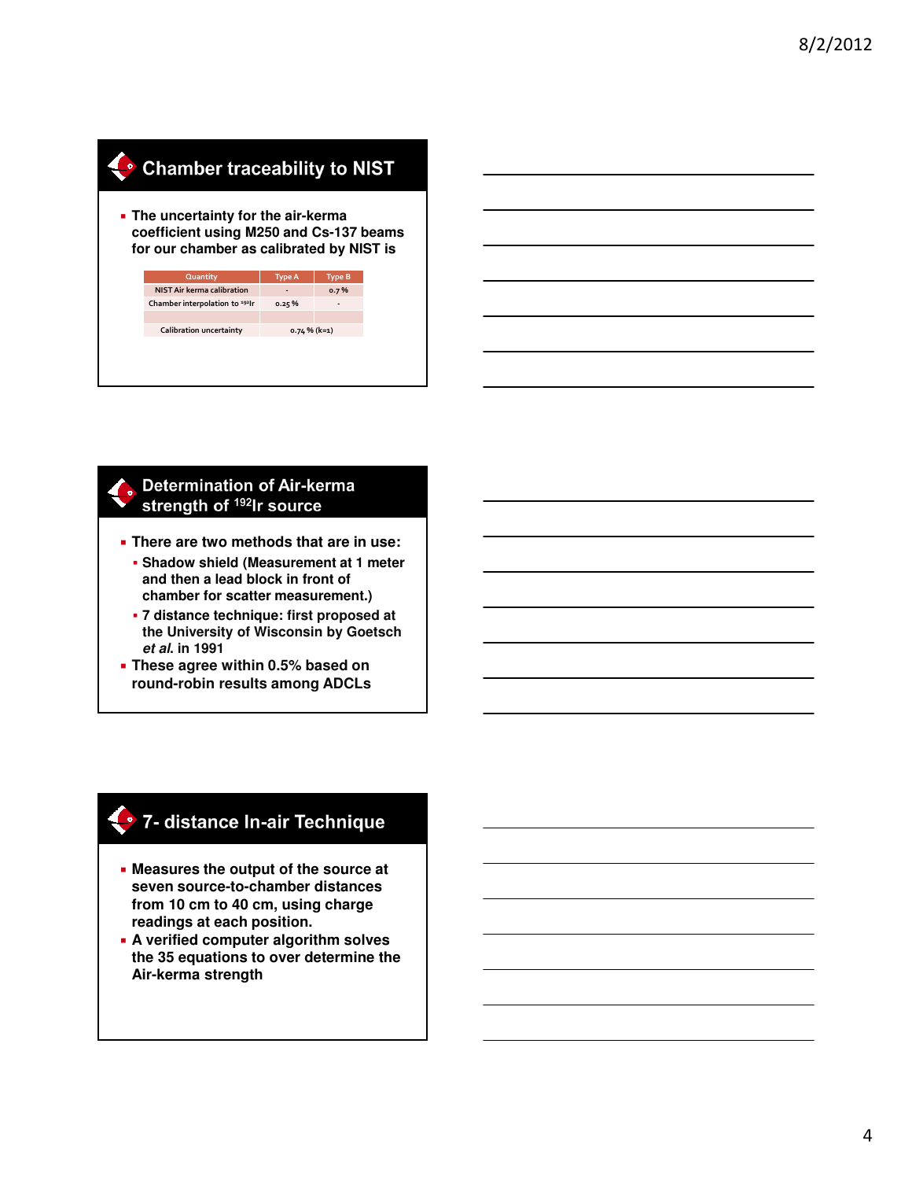## Chamber traceability to NIST

- The uncertainty for the air-kerma coefficient using M250 and Cs-137 beams for our chamber as calibrated by NIST is

| Quantity | Type A | Type B |
|---|---|---|
| NIST Air kerma calibration | - | 0.7 % |
| Chamber interpolation to $^{192}$Ir | 0.25 % | - |
| | | |
| Calibration uncertainty | 0.74 % (k=1) | |

## Determination of Air-kerma strength of $^{192}$Ir source

- There are two methods that are in use:
  - Shadow shield (Measurement at 1 meter and then a lead block in front of chamber for scatter measurement.)
  - 7 distance technique: first proposed at the University of Wisconsin by Goetsch *et al*. in 1991
- These agree within 0.5% based on round-robin results among ADCLs

## 7- distance In-air Technique

- Measures the output of the source at seven source-to-chamber distances from 10 cm to 40 cm, using charge readings at each position.
- A verified computer algorithm solves the 35 equations to over determine the Air-kerma strength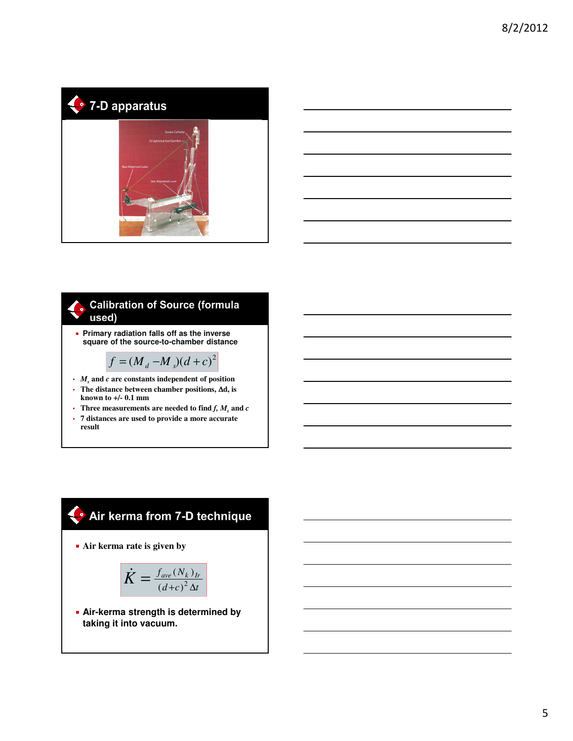## 7-D apparatus

## Calibration of Source (formula used)

- Primary radiation falls off as the inverse square of the source-to-chamber distance

$$f = (M_d - M_s)(d + c)^2$$

- $M_s$ and $c$ are constants independent of position
- The distance between chamber positions, Δd, is known to +/- 0.1 mm
- Three measurements are needed to find $f$, $M_s$ and $c$
- 7 distances are used to provide a more accurate result

## Air kerma from 7-D technique

- Air kerma rate is given by

$$\dot{K} = \frac{f_{ave}(N_k)_{Ir}}{(d+c)^2 \Delta t}$$

- Air-kerma strength is determined by taking it into vacuum.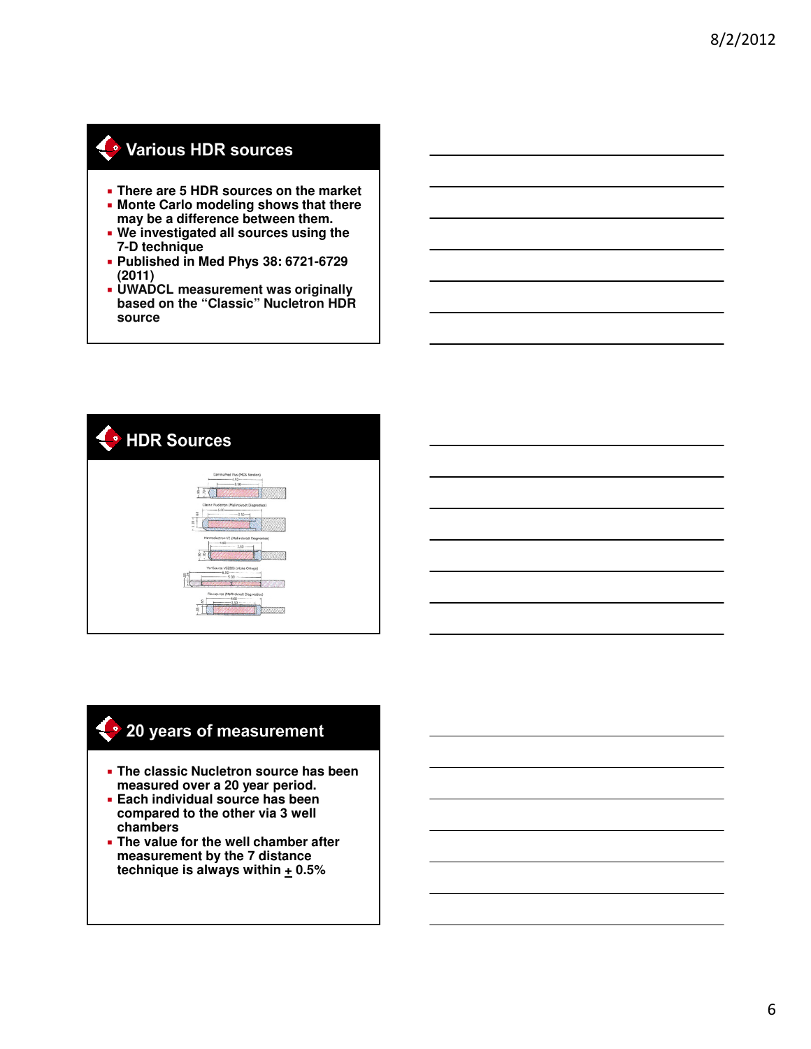## Various HDR sources

- There are 5 HDR sources on the market
- Monte Carlo modeling shows that there may be a difference between them.
- We investigated all sources using the 7-D technique
- Published in Med Phys 38: 6721-6729 (2011)
- UWADCL measurement was originally based on the "Classic" Nucletron HDR source

## HDR Sources

## 20 years of measurement

- The classic Nucletron source has been measured over a 20 year period.
- Each individual source has been compared to the other via 3 well chambers
- The value for the well chamber after measurement by the 7 distance technique is always within $\pm$ 0.5%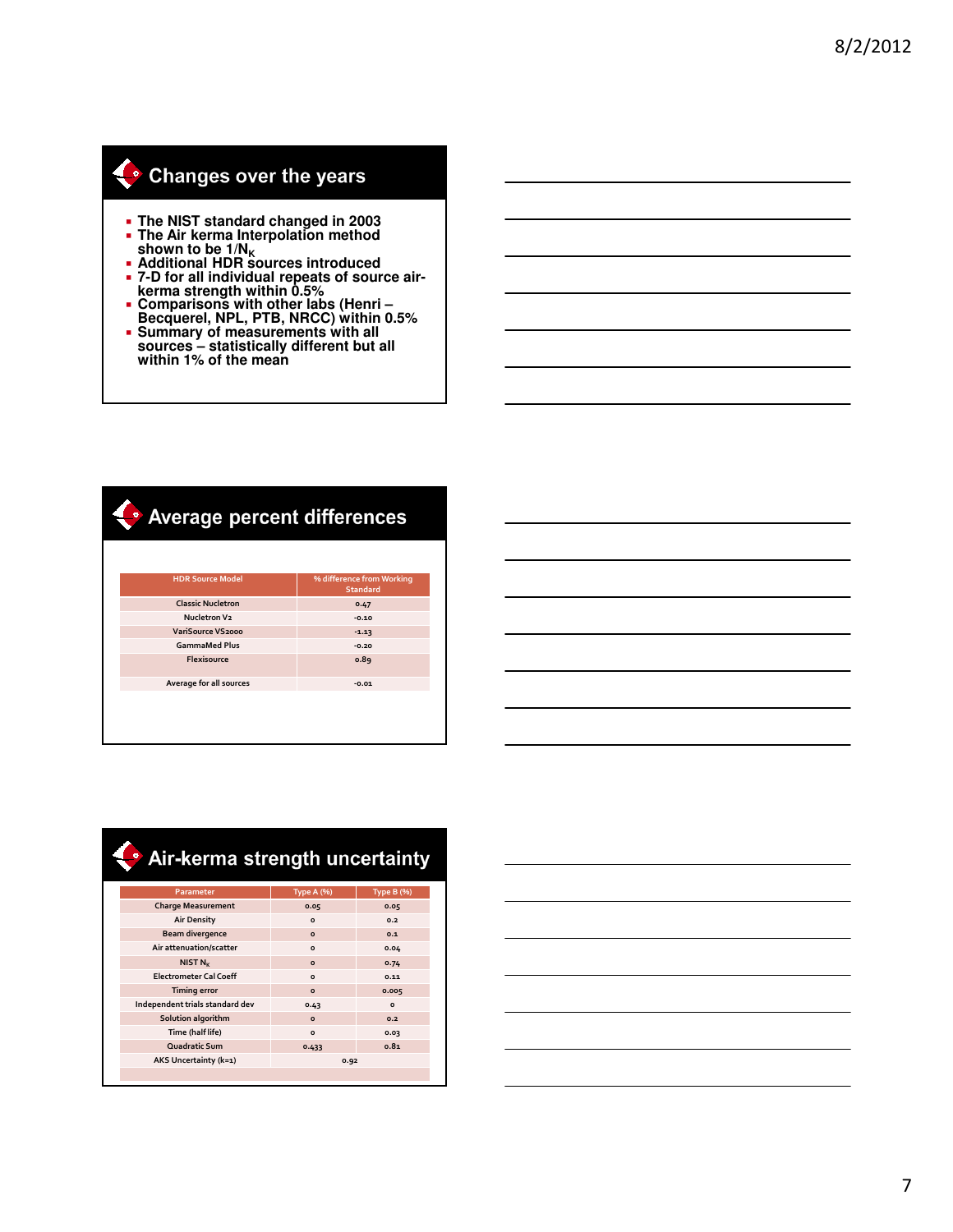## Changes over the years

- The NIST standard changed in 2003
- The Air kerma Interpolation method shown to be $1/N_K$
- Additional HDR sources introduced
- 7-D for all individual repeats of source air-kerma strength within 0.5%
- Comparisons with other labs (Henri – Becquerel, NPL, PTB, NRCC) within 0.5%
- Summary of measurements with all sources – statistically different but all within 1% of the mean

## Average percent differences

| HDR Source Model | % difference from Working Standard |
|---|---|
| Classic Nucletron | 0.47 |
| Nucletron V2 | -0.10 |
| VariSource VS2000 | -1.13 |
| GammaMed Plus | -0.20 |
| Flexisource | 0.89 |
| Average for all sources | -0.01 |

## Air-kerma strength uncertainty

| Parameter | Type A (%) | Type B (%) |
|---|---|---|
| Charge Measurement | 0.05 | 0.05 |
| Air Density | 0 | 0.2 |
| Beam divergence | 0 | 0.1 |
| Air attenuation/scatter | 0 | 0.04 |
| NIST $N_K$ | 0 | 0.74 |
| Electrometer Cal Coeff | 0 | 0.11 |
| Timing error | 0 | 0.005 |
| Independent trials standard dev | 0.43 | 0 |
| Solution algorithm | 0 | 0.2 |
| Time (half life) | 0 | 0.03 |
| Quadratic Sum | 0.433 | 0.81 |
| AKS Uncertainty (k=1) | 0.92 | |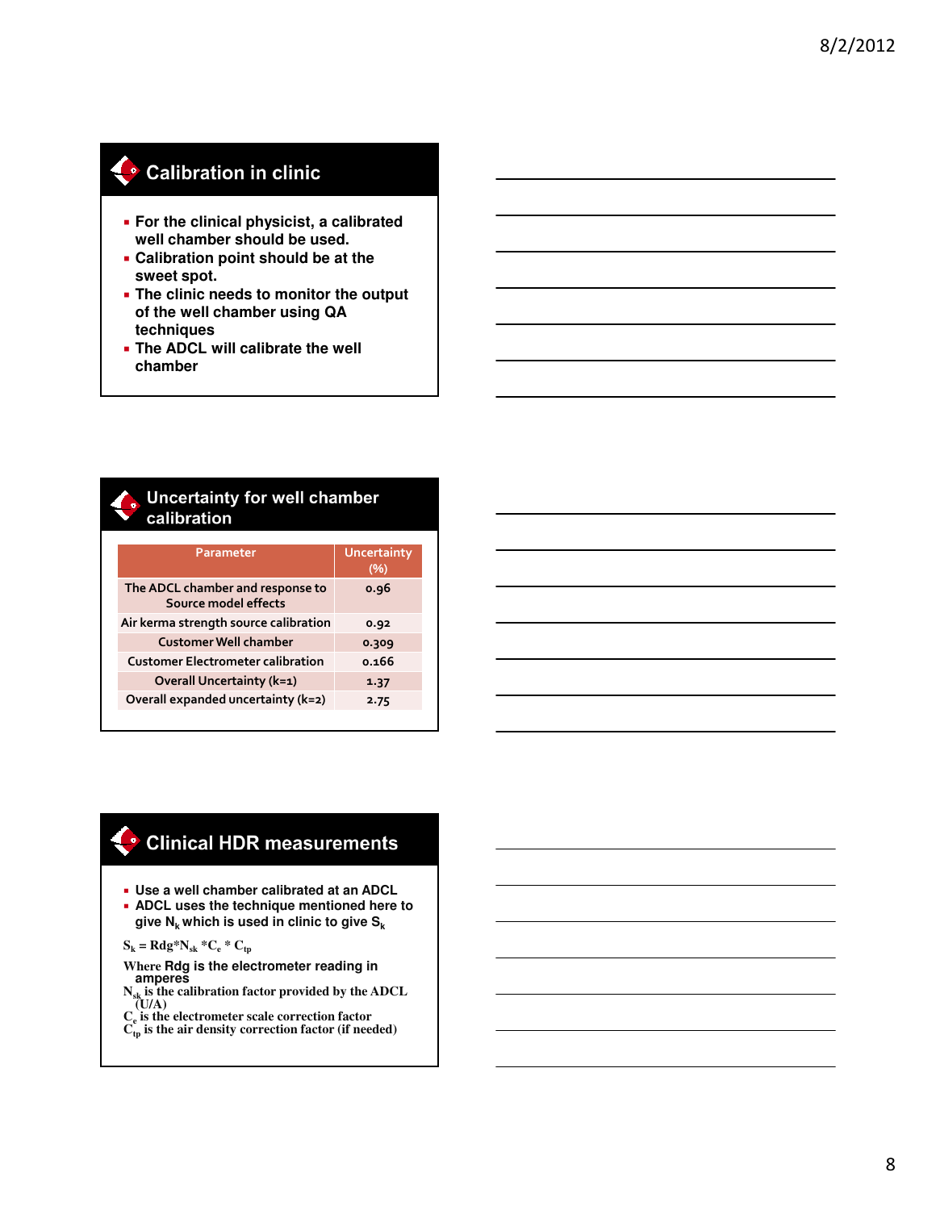## Calibration in clinic

- For the clinical physicist, a calibrated well chamber should be used.
- Calibration point should be at the sweet spot.
- The clinic needs to monitor the output of the well chamber using QA techniques
- The ADCL will calibrate the well chamber

## Uncertainty for well chamber calibration

| Parameter | Uncertainty (%) |
| --- | --- |
| The ADCL chamber and response to Source model effects | 0.96 |
| Air kerma strength source calibration | 0.92 |
| Customer Well chamber | 0.309 |
| Customer Electrometer calibration | 0.166 |
| Overall Uncertainty (k=1) | 1.37 |
| Overall expanded uncertainty (k=2) | 2.75 |

## Clinical HDR measurements

- Use a well chamber calibrated at an ADCL
- ADCL uses the technique mentioned here to give $N_k$ which is used in clinic to give $S_k$

$S_k = Rdg*N_{sk} *C_e * C_{tp}$

Where Rdg is the electrometer reading in amperes

$N_{sk}$ is the calibration factor provided by the ADCL (U/A)

$C_e$ is the electrometer scale correction factor

$C_{tp}$ is the air density correction factor (if needed)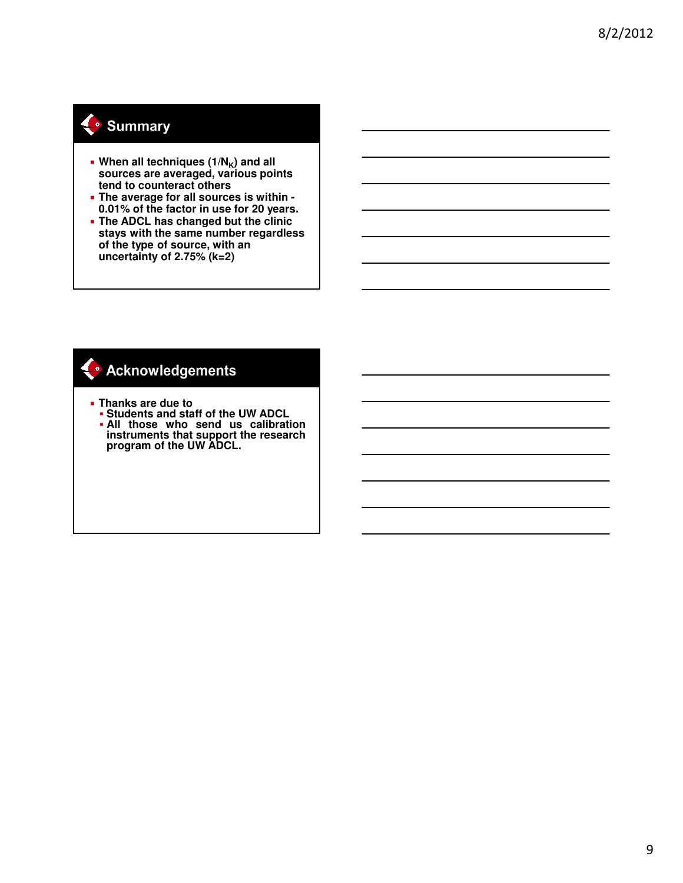## Summary

- When all techniques ($1/N_K$) and all sources are averaged, various points tend to counteract others
- The average for all sources is within -0.01% of the factor in use for 20 years.
- The ADCL has changed but the clinic stays with the same number regardless of the type of source, with an uncertainty of 2.75% (k=2)

## Acknowledgements

- Thanks are due to
  - Students and staff of the UW ADCL
  - All those who send us calibration instruments that support the research program of the UW ADCL.